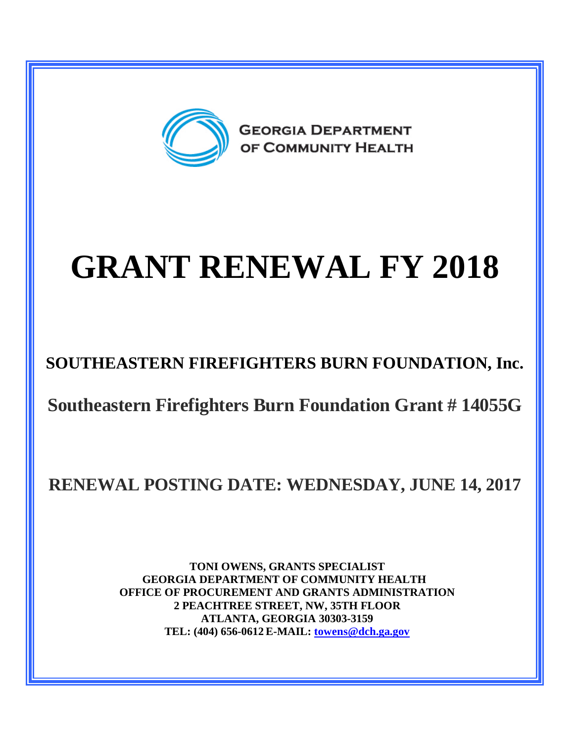GEORGIA DEPARTMENT OF COMMUNITY HEALTH

# GRANT RENEWAL FY 2018

## SOUTHEASTERN FIREFIGHTERS BURN FOUNDATION, Inc.

## Southeastern Firefighters Burn Foundation Grant # 14055G

## RENEWAL POSTING DATE: WEDNESDAY, JUNE 14, 2017

**TONI OWENS, GRANTS SPECIALIST**
**GEORGIA DEPARTMENT OF COMMUNITY HEALTH**
**OFFICE OF PROCUREMENT AND GRANTS ADMINISTRATION**
**2 PEACHTREE STREET, NW, 35TH FLOOR**
**ATLANTA, GEORGIA 30303-3159**
**TEL: (404) 656-0612 E-MAIL: towens@dch.ga.gov**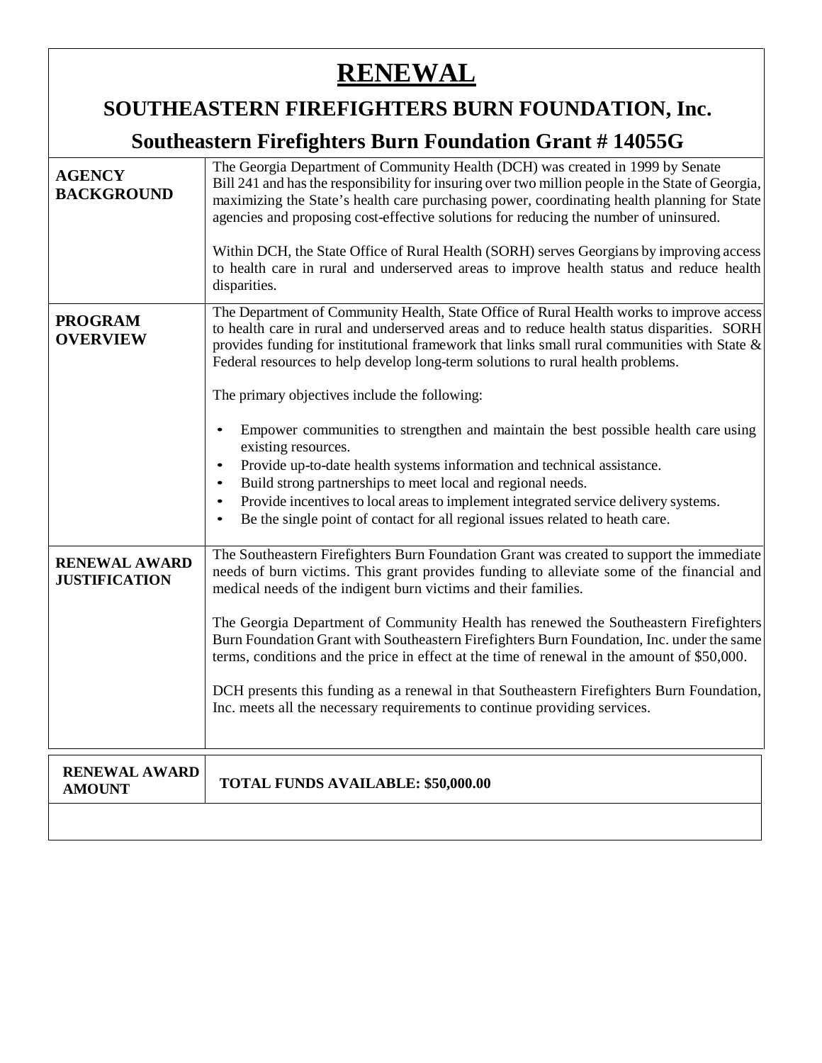# RENEWAL

## SOUTHEASTERN FIREFIGHTERS BURN FOUNDATION, Inc.

## Southeastern Firefighters Burn Foundation Grant # 14055G

| | |
|---|---|
| **AGENCY BACKGROUND** | The Georgia Department of Community Health (DCH) was created in 1999 by Senate Bill 241 and has the responsibility for insuring over two million people in the State of Georgia, maximizing the State's health care purchasing power, coordinating health planning for State agencies and proposing cost-effective solutions for reducing the number of uninsured.<br><br>Within DCH, the State Office of Rural Health (SORH) serves Georgians by improving access to health care in rural and underserved areas to improve health status and reduce health disparities. |
| **PROGRAM OVERVIEW** | The Department of Community Health, State Office of Rural Health works to improve access to health care in rural and underserved areas and to reduce health status disparities. SORH provides funding for institutional framework that links small rural communities with State & Federal resources to help develop long-term solutions to rural health problems.<br><br>The primary objectives include the following:<br><br>• Empower communities to strengthen and maintain the best possible health care using existing resources.<br>• Provide up-to-date health systems information and technical assistance.<br>• Build strong partnerships to meet local and regional needs.<br>• Provide incentives to local areas to implement integrated service delivery systems.<br>• Be the single point of contact for all regional issues related to heath care. |
| **RENEWAL AWARD JUSTIFICATION** | The Southeastern Firefighters Burn Foundation Grant was created to support the immediate needs of burn victims. This grant provides funding to alleviate some of the financial and medical needs of the indigent burn victims and their families.<br><br>The Georgia Department of Community Health has renewed the Southeastern Firefighters Burn Foundation Grant with Southeastern Firefighters Burn Foundation, Inc. under the same terms, conditions and the price in effect at the time of renewal in the amount of $50,000.<br><br>DCH presents this funding as a renewal in that Southeastern Firefighters Burn Foundation, Inc. meets all the necessary requirements to continue providing services. |

| | |
|---|---|
| **RENEWAL AWARD AMOUNT** | **TOTAL FUNDS AVAILABLE: $50,000.00** |